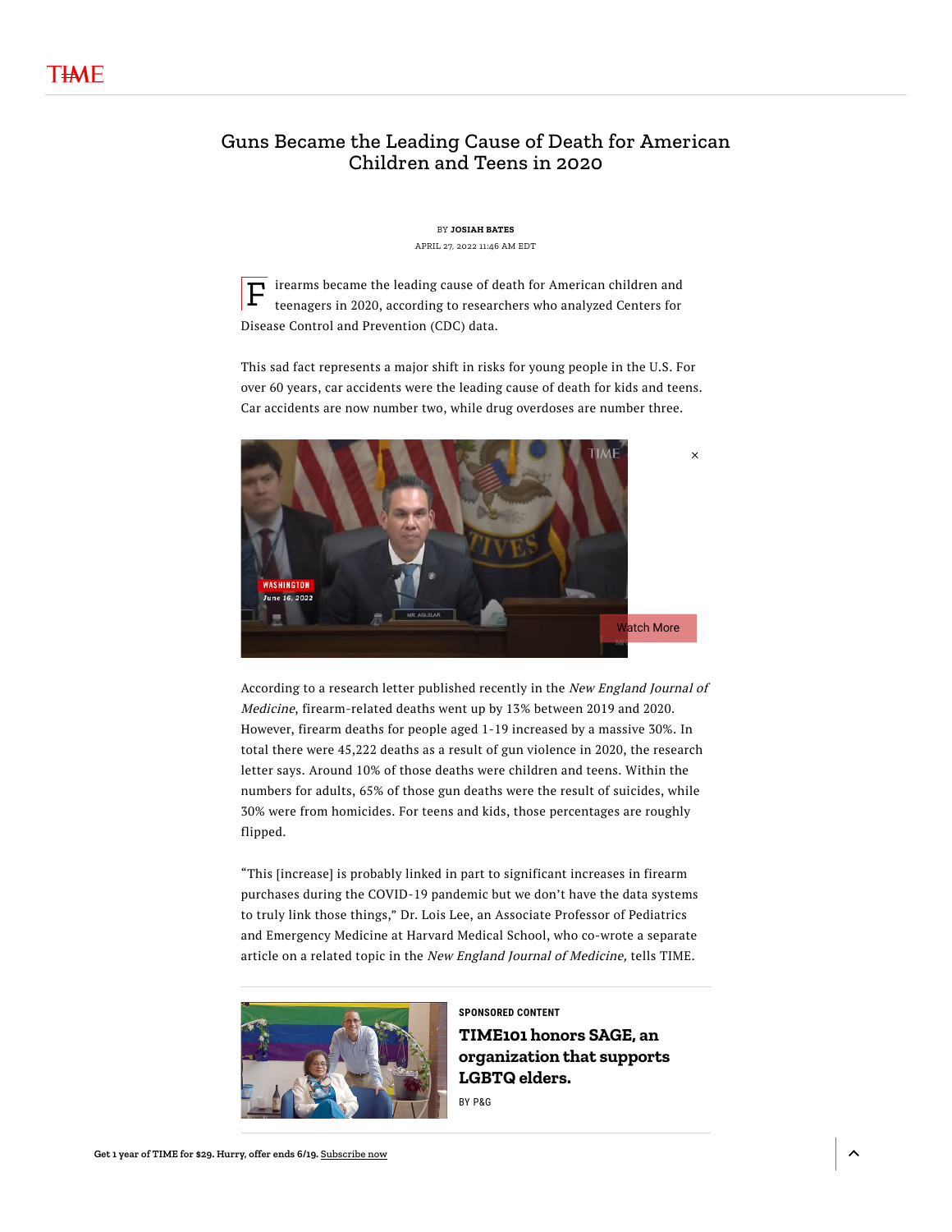# Guns Became the Leading Cause of Death for American Children and Teens in 2020

BY **JOSIAH BATES**

APRIL 27, 2022 11:46 AM EDT

Firearms became the leading cause of death for American children and teenagers in 2020, according to researchers who analyzed Centers for Disease Control and Prevention (CDC) data.

This sad fact represents a major shift in risks for young people in the U.S. For over 60 years, car accidents were the leading cause of death for kids and teens. Car accidents are now number two, while drug overdoses are number three.

According to a research letter published recently in the *New England Journal of Medicine*, firearm-related deaths went up by 13% between 2019 and 2020. However, firearm deaths for people aged 1-19 increased by a massive 30%. In total there were 45,222 deaths as a result of gun violence in 2020, the research letter says. Around 10% of those deaths were children and teens. Within the numbers for adults, 65% of those gun deaths were the result of suicides, while 30% were from homicides. For teens and kids, those percentages are roughly flipped.

"This [increase] is probably linked in part to significant increases in firearm purchases during the COVID-19 pandemic but we don't have the data systems to truly link those things," Dr. Lois Lee, an Associate Professor of Pediatrics and Emergency Medicine at Harvard Medical School, who co-wrote a separate article on a related topic in the *New England Journal of Medicine,* tells TIME.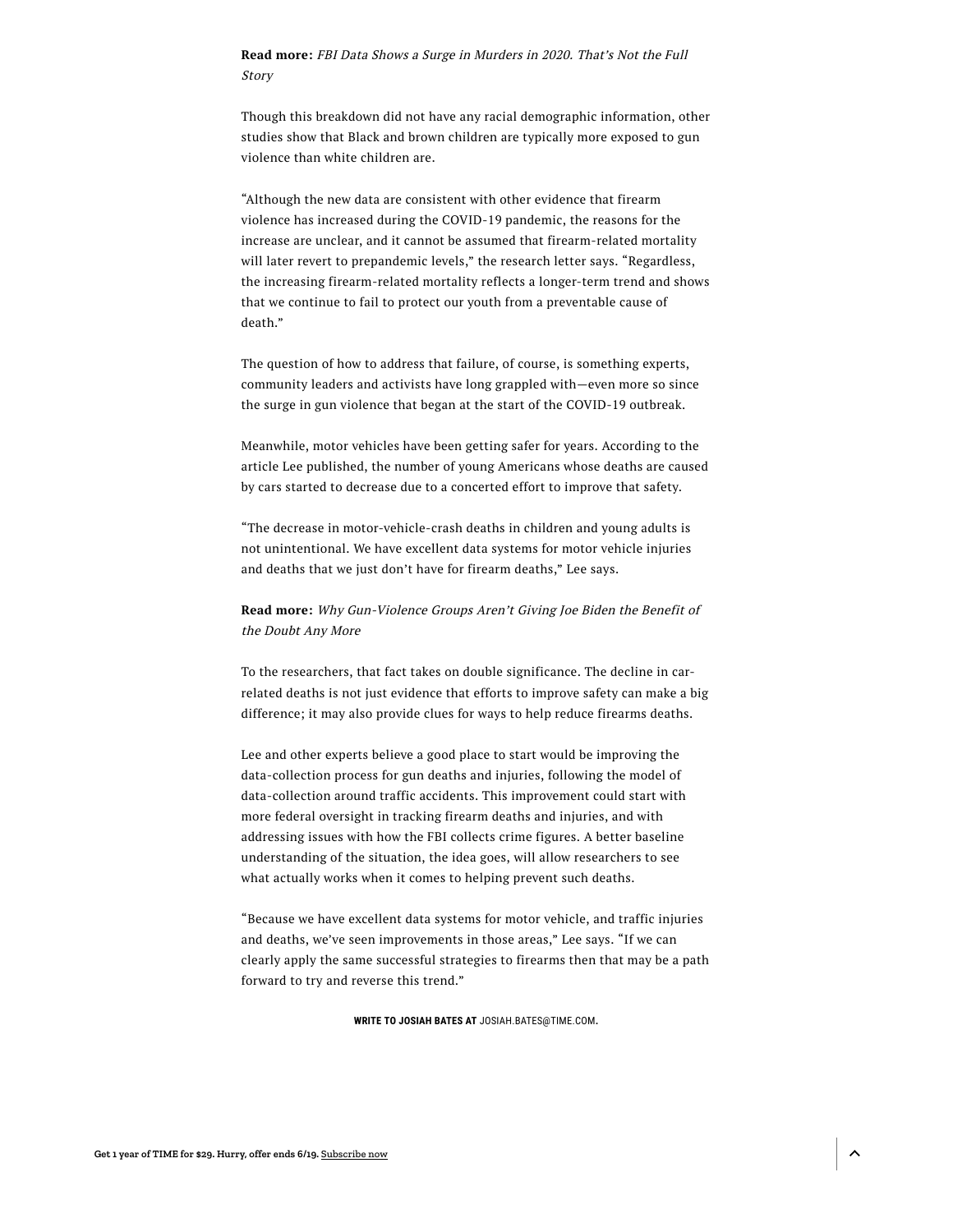**Read more:** *FBI Data Shows a Surge in Murders in 2020. That's Not the Full Story*

Though this breakdown did not have any racial demographic information, other studies show that Black and brown children are typically more exposed to gun violence than white children are.

"Although the new data are consistent with other evidence that firearm violence has increased during the COVID-19 pandemic, the reasons for the increase are unclear, and it cannot be assumed that firearm-related mortality will later revert to prepandemic levels," the research letter says. "Regardless, the increasing firearm-related mortality reflects a longer-term trend and shows that we continue to fail to protect our youth from a preventable cause of death."

The question of how to address that failure, of course, is something experts, community leaders and activists have long grappled with—even more so since the surge in gun violence that began at the start of the COVID-19 outbreak.

Meanwhile, motor vehicles have been getting safer for years. According to the article Lee published, the number of young Americans whose deaths are caused by cars started to decrease due to a concerted effort to improve that safety.

"The decrease in motor-vehicle-crash deaths in children and young adults is not unintentional. We have excellent data systems for motor vehicle injuries and deaths that we just don't have for firearm deaths," Lee says.

**Read more:** *Why Gun-Violence Groups Aren't Giving Joe Biden the Benefit of the Doubt Any More*

To the researchers, that fact takes on double significance. The decline in car-related deaths is not just evidence that efforts to improve safety can make a big difference; it may also provide clues for ways to help reduce firearms deaths.

Lee and other experts believe a good place to start would be improving the data-collection process for gun deaths and injuries, following the model of data-collection around traffic accidents. This improvement could start with more federal oversight in tracking firearm deaths and injuries, and with addressing issues with how the FBI collects crime figures. A better baseline understanding of the situation, the idea goes, will allow researchers to see what actually works when it comes to helping prevent such deaths.

"Because we have excellent data systems for motor vehicle, and traffic injuries and deaths, we've seen improvements in those areas," Lee says. "If we can clearly apply the same successful strategies to firearms then that may be a path forward to try and reverse this trend."

**WRITE TO JOSIAH BATES AT** JOSIAH.BATES@TIME.COM.

Get 1 year of TIME for $29. Hurry, offer ends 6/19. Subscribe now